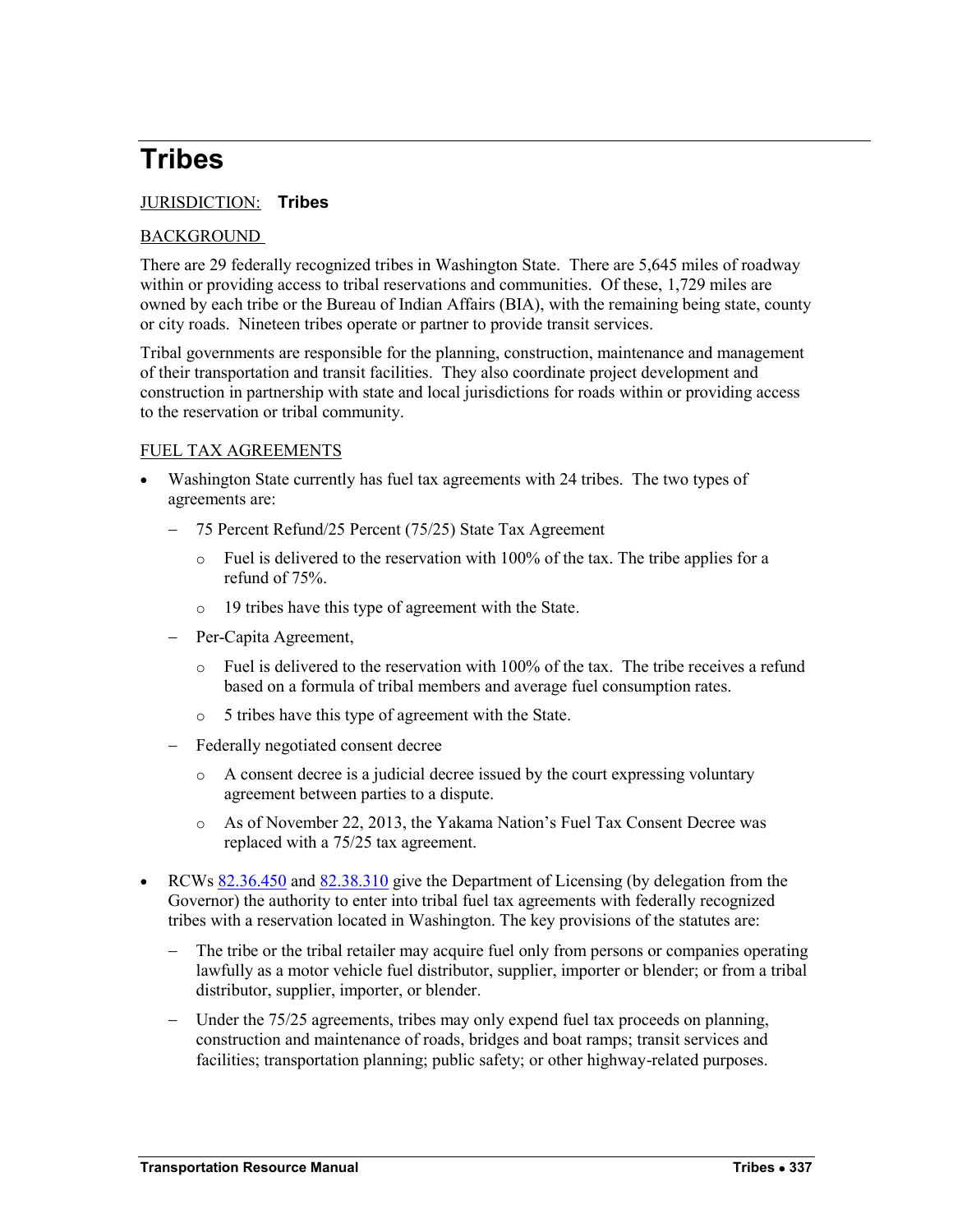# Tribes

JURISDICTION: **Tribes**

BACKGROUND

There are 29 federally recognized tribes in Washington State. There are 5,645 miles of roadway within or providing access to tribal reservations and communities. Of these, 1,729 miles are owned by each tribe or the Bureau of Indian Affairs (BIA), with the remaining being state, county or city roads. Nineteen tribes operate or partner to provide transit services.

Tribal governments are responsible for the planning, construction, maintenance and management of their transportation and transit facilities. They also coordinate project development and construction in partnership with state and local jurisdictions for roads within or providing access to the reservation or tribal community.

FUEL TAX AGREEMENTS

- Washington State currently has fuel tax agreements with 24 tribes. The two types of agreements are:
  - 75 Percent Refund/25 Percent (75/25) State Tax Agreement
    - Fuel is delivered to the reservation with 100% of the tax. The tribe applies for a refund of 75%.
    - 19 tribes have this type of agreement with the State.
  - Per-Capita Agreement,
    - Fuel is delivered to the reservation with 100% of the tax. The tribe receives a refund based on a formula of tribal members and average fuel consumption rates.
    - 5 tribes have this type of agreement with the State.
  - Federally negotiated consent decree
    - A consent decree is a judicial decree issued by the court expressing voluntary agreement between parties to a dispute.
    - As of November 22, 2013, the Yakama Nation's Fuel Tax Consent Decree was replaced with a 75/25 tax agreement.
- RCWs 82.36.450 and 82.38.310 give the Department of Licensing (by delegation from the Governor) the authority to enter into tribal fuel tax agreements with federally recognized tribes with a reservation located in Washington. The key provisions of the statutes are:
  - The tribe or the tribal retailer may acquire fuel only from persons or companies operating lawfully as a motor vehicle fuel distributor, supplier, importer or blender; or from a tribal distributor, supplier, importer, or blender.
  - Under the 75/25 agreements, tribes may only expend fuel tax proceeds on planning, construction and maintenance of roads, bridges and boat ramps; transit services and facilities; transportation planning; public safety; or other highway-related purposes.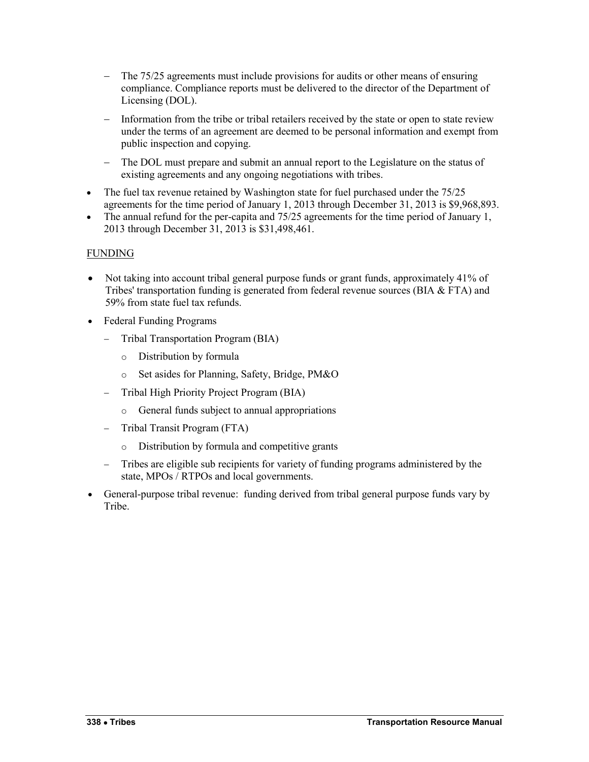- The 75/25 agreements must include provisions for audits or other means of ensuring compliance. Compliance reports must be delivered to the director of the Department of Licensing (DOL).
  - Information from the tribe or tribal retailers received by the state or open to state review under the terms of an agreement are deemed to be personal information and exempt from public inspection and copying.
  - The DOL must prepare and submit an annual report to the Legislature on the status of existing agreements and any ongoing negotiations with tribes.
- The fuel tax revenue retained by Washington state for fuel purchased under the 75/25 agreements for the time period of January 1, 2013 through December 31, 2013 is $9,968,893.
- The annual refund for the per-capita and 75/25 agreements for the time period of January 1, 2013 through December 31, 2013 is $31,498,461.

FUNDING

- Not taking into account tribal general purpose funds or grant funds, approximately 41% of Tribes' transportation funding is generated from federal revenue sources (BIA & FTA) and 59% from state fuel tax refunds.
- Federal Funding Programs
  - Tribal Transportation Program (BIA)
    - Distribution by formula
    - Set asides for Planning, Safety, Bridge, PM&O
  - Tribal High Priority Project Program (BIA)
    - General funds subject to annual appropriations
  - Tribal Transit Program (FTA)
    - Distribution by formula and competitive grants
  - Tribes are eligible sub recipients for variety of funding programs administered by the state, MPOs / RTPOs and local governments.
- General-purpose tribal revenue: funding derived from tribal general purpose funds vary by Tribe.